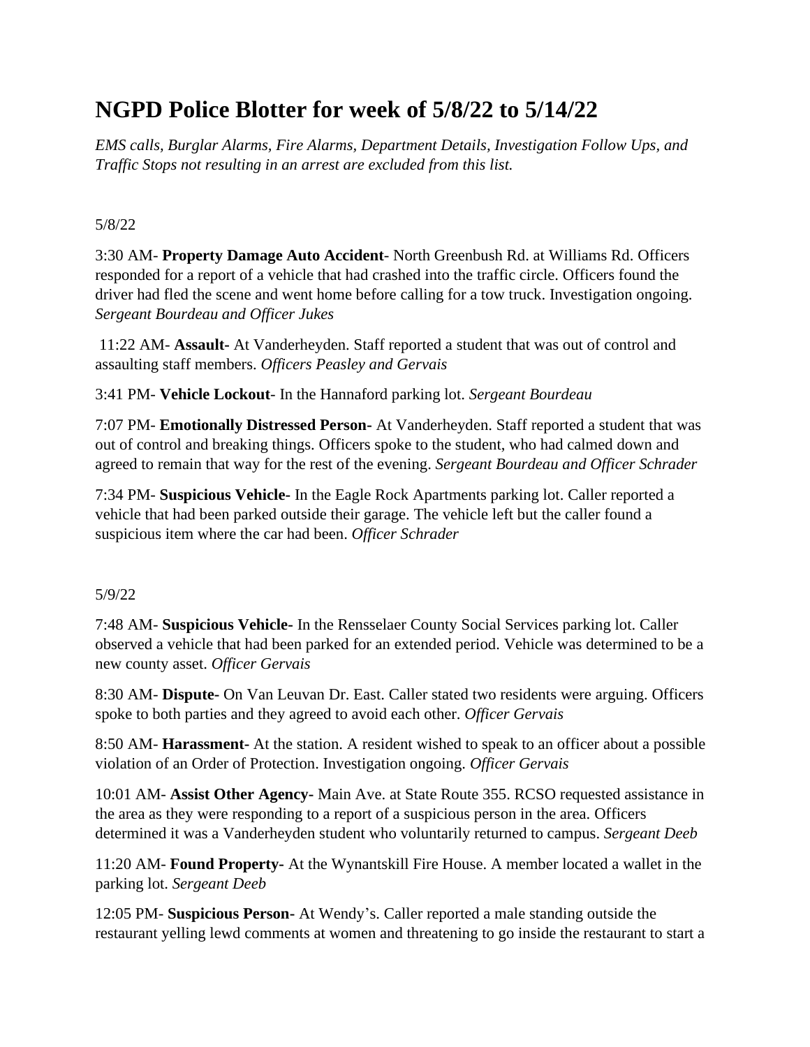# NGPD Police Blotter for week of 5/8/22 to 5/14/22

*EMS calls, Burglar Alarms, Fire Alarms, Department Details, Investigation Follow Ups, and Traffic Stops not resulting in an arrest are excluded from this list.*

5/8/22

3:30 AM- **Property Damage Auto Accident**- North Greenbush Rd. at Williams Rd. Officers responded for a report of a vehicle that had crashed into the traffic circle. Officers found the driver had fled the scene and went home before calling for a tow truck. Investigation ongoing. *Sergeant Bourdeau and Officer Jukes*

11:22 AM- **Assault-** At Vanderheyden. Staff reported a student that was out of control and assaulting staff members. *Officers Peasley and Gervais*

3:41 PM- **Vehicle Lockout**- In the Hannaford parking lot. *Sergeant Bourdeau*

7:07 PM- **Emotionally Distressed Person-** At Vanderheyden. Staff reported a student that was out of control and breaking things. Officers spoke to the student, who had calmed down and agreed to remain that way for the rest of the evening. *Sergeant Bourdeau and Officer Schrader*

7:34 PM- **Suspicious Vehicle-** In the Eagle Rock Apartments parking lot. Caller reported a vehicle that had been parked outside their garage. The vehicle left but the caller found a suspicious item where the car had been. *Officer Schrader*

5/9/22

7:48 AM- **Suspicious Vehicle-** In the Rensselaer County Social Services parking lot. Caller observed a vehicle that had been parked for an extended period. Vehicle was determined to be a new county asset. *Officer Gervais*

8:30 AM- **Dispute-** On Van Leuvan Dr. East. Caller stated two residents were arguing. Officers spoke to both parties and they agreed to avoid each other. *Officer Gervais*

8:50 AM- **Harassment-** At the station. A resident wished to speak to an officer about a possible violation of an Order of Protection. Investigation ongoing. *Officer Gervais*

10:01 AM- **Assist Other Agency-** Main Ave. at State Route 355. RCSO requested assistance in the area as they were responding to a report of a suspicious person in the area. Officers determined it was a Vanderheyden student who voluntarily returned to campus. *Sergeant Deeb*

11:20 AM- **Found Property-** At the Wynantskill Fire House. A member located a wallet in the parking lot. *Sergeant Deeb*

12:05 PM- **Suspicious Person-** At Wendy's. Caller reported a male standing outside the restaurant yelling lewd comments at women and threatening to go inside the restaurant to start a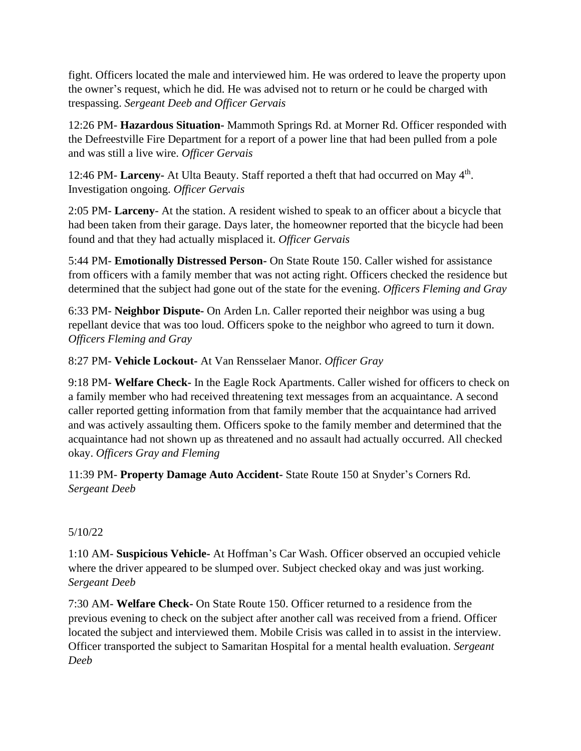fight. Officers located the male and interviewed him. He was ordered to leave the property upon the owner's request, which he did. He was advised not to return or he could be charged with trespassing. *Sergeant Deeb and Officer Gervais*

12:26 PM- **Hazardous Situation-** Mammoth Springs Rd. at Morner Rd. Officer responded with the Defreestville Fire Department for a report of a power line that had been pulled from a pole and was still a live wire. *Officer Gervais*

12:46 PM- **Larceny-** At Ulta Beauty. Staff reported a theft that had occurred on May 4th. Investigation ongoing. *Officer Gervais*

2:05 PM- **Larceny**- At the station. A resident wished to speak to an officer about a bicycle that had been taken from their garage. Days later, the homeowner reported that the bicycle had been found and that they had actually misplaced it. *Officer Gervais*

5:44 PM- **Emotionally Distressed Person-** On State Route 150. Caller wished for assistance from officers with a family member that was not acting right. Officers checked the residence but determined that the subject had gone out of the state for the evening. *Officers Fleming and Gray*

6:33 PM- **Neighbor Dispute-** On Arden Ln. Caller reported their neighbor was using a bug repellant device that was too loud. Officers spoke to the neighbor who agreed to turn it down. *Officers Fleming and Gray*

8:27 PM- **Vehicle Lockout-** At Van Rensselaer Manor. *Officer Gray*

9:18 PM- **Welfare Check-** In the Eagle Rock Apartments. Caller wished for officers to check on a family member who had received threatening text messages from an acquaintance. A second caller reported getting information from that family member that the acquaintance had arrived and was actively assaulting them. Officers spoke to the family member and determined that the acquaintance had not shown up as threatened and no assault had actually occurred. All checked okay. *Officers Gray and Fleming*

11:39 PM- **Property Damage Auto Accident-** State Route 150 at Snyder's Corners Rd. *Sergeant Deeb*

5/10/22

1:10 AM- **Suspicious Vehicle-** At Hoffman's Car Wash. Officer observed an occupied vehicle where the driver appeared to be slumped over. Subject checked okay and was just working. *Sergeant Deeb*

7:30 AM- **Welfare Check-** On State Route 150. Officer returned to a residence from the previous evening to check on the subject after another call was received from a friend. Officer located the subject and interviewed them. Mobile Crisis was called in to assist in the interview. Officer transported the subject to Samaritan Hospital for a mental health evaluation. *Sergeant Deeb*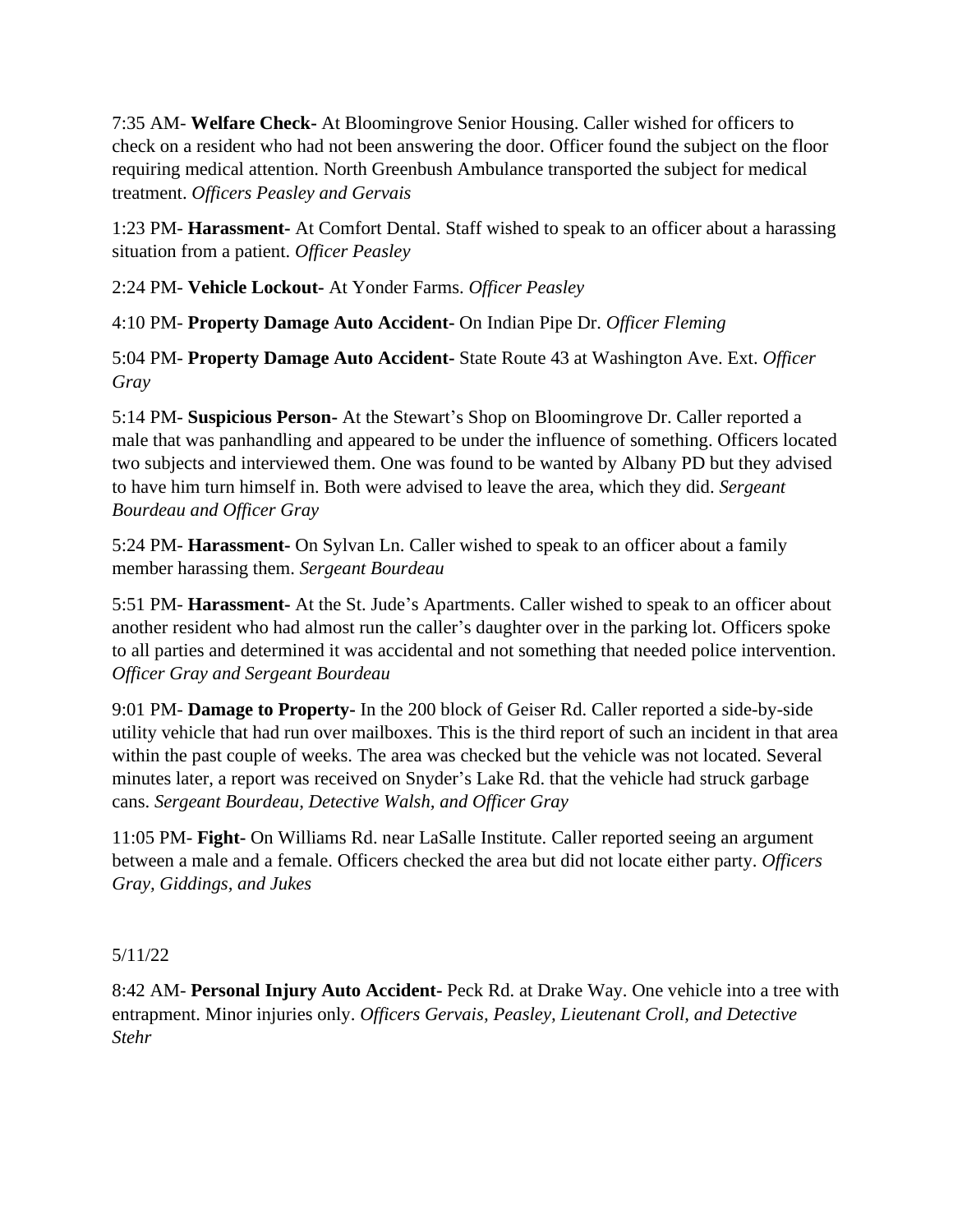7:35 AM- **Welfare Check-** At Bloomingrove Senior Housing. Caller wished for officers to check on a resident who had not been answering the door. Officer found the subject on the floor requiring medical attention. North Greenbush Ambulance transported the subject for medical treatment. *Officers Peasley and Gervais*

1:23 PM- **Harassment-** At Comfort Dental. Staff wished to speak to an officer about a harassing situation from a patient. *Officer Peasley*

2:24 PM- **Vehicle Lockout-** At Yonder Farms. *Officer Peasley*

4:10 PM- **Property Damage Auto Accident-** On Indian Pipe Dr. *Officer Fleming*

5:04 PM- **Property Damage Auto Accident-** State Route 43 at Washington Ave. Ext. *Officer Gray*

5:14 PM- **Suspicious Person-** At the Stewart's Shop on Bloomingrove Dr. Caller reported a male that was panhandling and appeared to be under the influence of something. Officers located two subjects and interviewed them. One was found to be wanted by Albany PD but they advised to have him turn himself in. Both were advised to leave the area, which they did. *Sergeant Bourdeau and Officer Gray*

5:24 PM- **Harassment-** On Sylvan Ln. Caller wished to speak to an officer about a family member harassing them. *Sergeant Bourdeau*

5:51 PM- **Harassment-** At the St. Jude's Apartments. Caller wished to speak to an officer about another resident who had almost run the caller's daughter over in the parking lot. Officers spoke to all parties and determined it was accidental and not something that needed police intervention. *Officer Gray and Sergeant Bourdeau*

9:01 PM- **Damage to Property-** In the 200 block of Geiser Rd. Caller reported a side-by-side utility vehicle that had run over mailboxes. This is the third report of such an incident in that area within the past couple of weeks. The area was checked but the vehicle was not located. Several minutes later, a report was received on Snyder's Lake Rd. that the vehicle had struck garbage cans. *Sergeant Bourdeau, Detective Walsh, and Officer Gray*

11:05 PM- **Fight-** On Williams Rd. near LaSalle Institute. Caller reported seeing an argument between a male and a female. Officers checked the area but did not locate either party. *Officers Gray, Giddings, and Jukes*

5/11/22

8:42 AM- **Personal Injury Auto Accident-** Peck Rd. at Drake Way. One vehicle into a tree with entrapment. Minor injuries only. *Officers Gervais, Peasley, Lieutenant Croll, and Detective Stehr*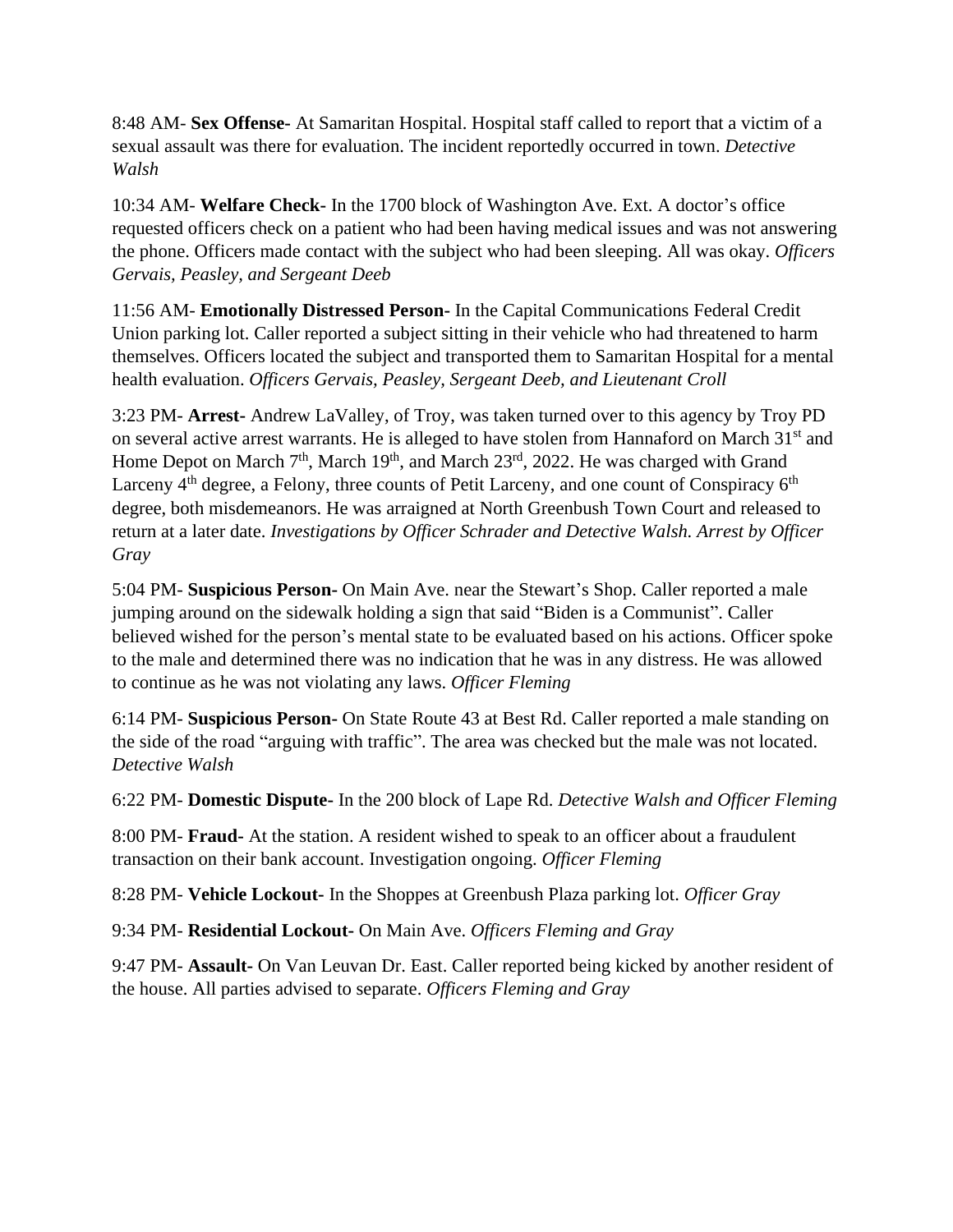8:48 AM- **Sex Offense-** At Samaritan Hospital. Hospital staff called to report that a victim of a sexual assault was there for evaluation. The incident reportedly occurred in town. *Detective Walsh*

10:34 AM- **Welfare Check-** In the 1700 block of Washington Ave. Ext. A doctor's office requested officers check on a patient who had been having medical issues and was not answering the phone. Officers made contact with the subject who had been sleeping. All was okay. *Officers Gervais, Peasley, and Sergeant Deeb*

11:56 AM- **Emotionally Distressed Person-** In the Capital Communications Federal Credit Union parking lot. Caller reported a subject sitting in their vehicle who had threatened to harm themselves. Officers located the subject and transported them to Samaritan Hospital for a mental health evaluation. *Officers Gervais, Peasley, Sergeant Deeb, and Lieutenant Croll*

3:23 PM- **Arrest-** Andrew LaValley, of Troy, was taken turned over to this agency by Troy PD on several active arrest warrants. He is alleged to have stolen from Hannaford on March 31st and Home Depot on March 7th, March 19th, and March 23rd, 2022. He was charged with Grand Larceny 4th degree, a Felony, three counts of Petit Larceny, and one count of Conspiracy 6th degree, both misdemeanors. He was arraigned at North Greenbush Town Court and released to return at a later date. *Investigations by Officer Schrader and Detective Walsh. Arrest by Officer Gray*

5:04 PM- **Suspicious Person-** On Main Ave. near the Stewart's Shop. Caller reported a male jumping around on the sidewalk holding a sign that said "Biden is a Communist". Caller believed wished for the person's mental state to be evaluated based on his actions. Officer spoke to the male and determined there was no indication that he was in any distress. He was allowed to continue as he was not violating any laws. *Officer Fleming*

6:14 PM- **Suspicious Person-** On State Route 43 at Best Rd. Caller reported a male standing on the side of the road "arguing with traffic". The area was checked but the male was not located. *Detective Walsh*

6:22 PM- **Domestic Dispute-** In the 200 block of Lape Rd. *Detective Walsh and Officer Fleming*

8:00 PM- **Fraud-** At the station. A resident wished to speak to an officer about a fraudulent transaction on their bank account. Investigation ongoing. *Officer Fleming*

8:28 PM- **Vehicle Lockout-** In the Shoppes at Greenbush Plaza parking lot. *Officer Gray*

9:34 PM- **Residential Lockout-** On Main Ave. *Officers Fleming and Gray*

9:47 PM- **Assault-** On Van Leuvan Dr. East. Caller reported being kicked by another resident of the house. All parties advised to separate. *Officers Fleming and Gray*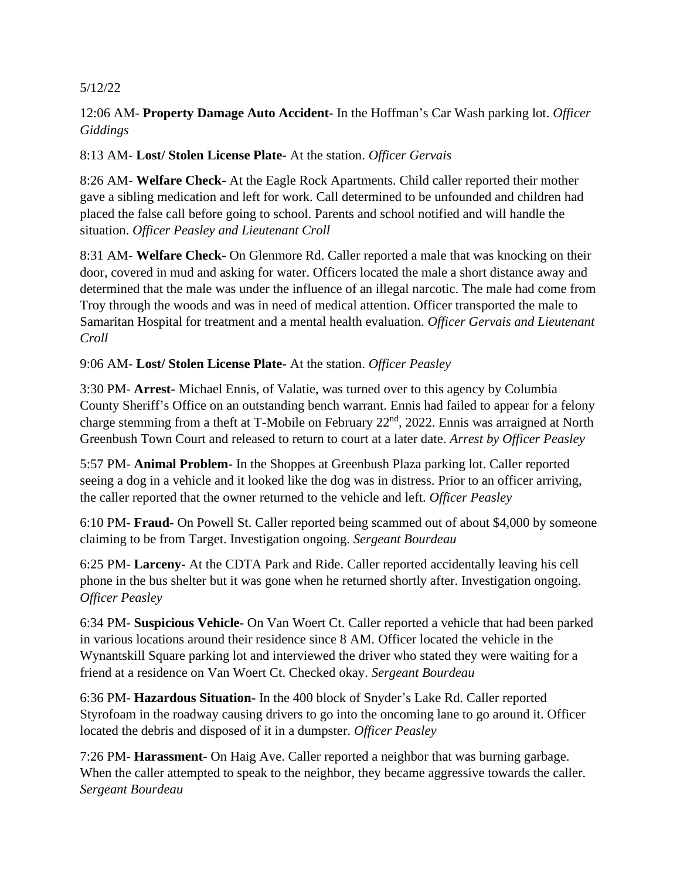5/12/22

12:06 AM- **Property Damage Auto Accident-** In the Hoffman's Car Wash parking lot. *Officer Giddings*

8:13 AM- **Lost/ Stolen License Plate-** At the station. *Officer Gervais*

8:26 AM- **Welfare Check-** At the Eagle Rock Apartments. Child caller reported their mother gave a sibling medication and left for work. Call determined to be unfounded and children had placed the false call before going to school. Parents and school notified and will handle the situation. *Officer Peasley and Lieutenant Croll*

8:31 AM- **Welfare Check-** On Glenmore Rd. Caller reported a male that was knocking on their door, covered in mud and asking for water. Officers located the male a short distance away and determined that the male was under the influence of an illegal narcotic. The male had come from Troy through the woods and was in need of medical attention. Officer transported the male to Samaritan Hospital for treatment and a mental health evaluation. *Officer Gervais and Lieutenant Croll*

9:06 AM- **Lost/ Stolen License Plate-** At the station. *Officer Peasley*

3:30 PM- **Arrest-** Michael Ennis, of Valatie, was turned over to this agency by Columbia County Sheriff's Office on an outstanding bench warrant. Ennis had failed to appear for a felony charge stemming from a theft at T-Mobile on February 22nd, 2022. Ennis was arraigned at North Greenbush Town Court and released to return to court at a later date. *Arrest by Officer Peasley*

5:57 PM- **Animal Problem-** In the Shoppes at Greenbush Plaza parking lot. Caller reported seeing a dog in a vehicle and it looked like the dog was in distress. Prior to an officer arriving, the caller reported that the owner returned to the vehicle and left. *Officer Peasley*

6:10 PM- **Fraud-** On Powell St. Caller reported being scammed out of about $4,000 by someone claiming to be from Target. Investigation ongoing. *Sergeant Bourdeau*

6:25 PM- **Larceny-** At the CDTA Park and Ride. Caller reported accidentally leaving his cell phone in the bus shelter but it was gone when he returned shortly after. Investigation ongoing. *Officer Peasley*

6:34 PM- **Suspicious Vehicle-** On Van Woert Ct. Caller reported a vehicle that had been parked in various locations around their residence since 8 AM. Officer located the vehicle in the Wynantskill Square parking lot and interviewed the driver who stated they were waiting for a friend at a residence on Van Woert Ct. Checked okay. *Sergeant Bourdeau*

6:36 PM- **Hazardous Situation-** In the 400 block of Snyder's Lake Rd. Caller reported Styrofoam in the roadway causing drivers to go into the oncoming lane to go around it. Officer located the debris and disposed of it in a dumpster. *Officer Peasley*

7:26 PM- **Harassment-** On Haig Ave. Caller reported a neighbor that was burning garbage. When the caller attempted to speak to the neighbor, they became aggressive towards the caller. *Sergeant Bourdeau*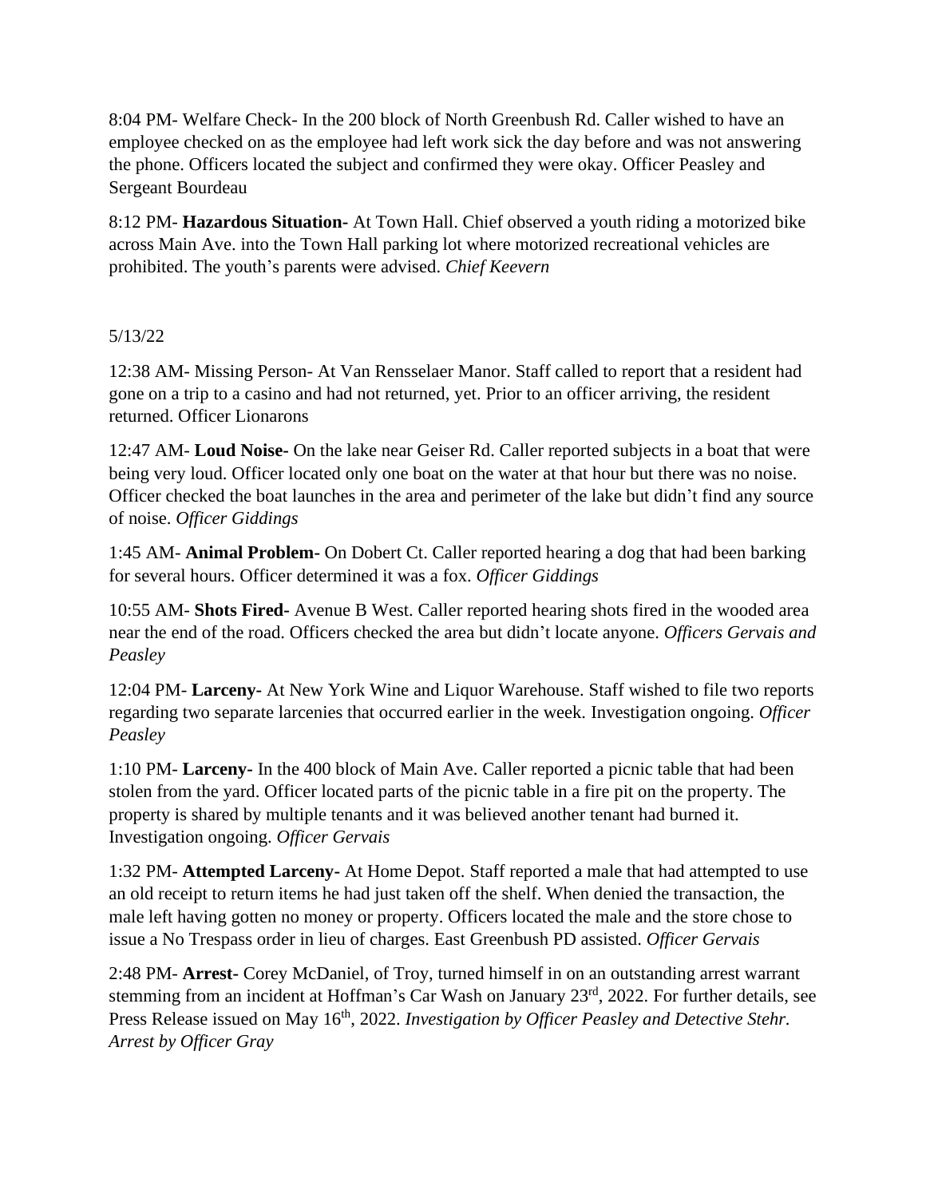8:04 PM- Welfare Check- In the 200 block of North Greenbush Rd. Caller wished to have an employee checked on as the employee had left work sick the day before and was not answering the phone. Officers located the subject and confirmed they were okay. Officer Peasley and Sergeant Bourdeau

8:12 PM- **Hazardous Situation-** At Town Hall. Chief observed a youth riding a motorized bike across Main Ave. into the Town Hall parking lot where motorized recreational vehicles are prohibited. The youth's parents were advised. *Chief Keevern*

5/13/22

12:38 AM- Missing Person- At Van Rensselaer Manor. Staff called to report that a resident had gone on a trip to a casino and had not returned, yet. Prior to an officer arriving, the resident returned. Officer Lionarons

12:47 AM- **Loud Noise-** On the lake near Geiser Rd. Caller reported subjects in a boat that were being very loud. Officer located only one boat on the water at that hour but there was no noise. Officer checked the boat launches in the area and perimeter of the lake but didn't find any source of noise. *Officer Giddings*

1:45 AM- **Animal Problem-** On Dobert Ct. Caller reported hearing a dog that had been barking for several hours. Officer determined it was a fox. *Officer Giddings*

10:55 AM- **Shots Fired-** Avenue B West. Caller reported hearing shots fired in the wooded area near the end of the road. Officers checked the area but didn't locate anyone. *Officers Gervais and Peasley*

12:04 PM- **Larceny-** At New York Wine and Liquor Warehouse. Staff wished to file two reports regarding two separate larcenies that occurred earlier in the week. Investigation ongoing. *Officer Peasley*

1:10 PM- **Larceny-** In the 400 block of Main Ave. Caller reported a picnic table that had been stolen from the yard. Officer located parts of the picnic table in a fire pit on the property. The property is shared by multiple tenants and it was believed another tenant had burned it. Investigation ongoing. *Officer Gervais*

1:32 PM- **Attempted Larceny-** At Home Depot. Staff reported a male that had attempted to use an old receipt to return items he had just taken off the shelf. When denied the transaction, the male left having gotten no money or property. Officers located the male and the store chose to issue a No Trespass order in lieu of charges. East Greenbush PD assisted. *Officer Gervais*

2:48 PM- **Arrest-** Corey McDaniel, of Troy, turned himself in on an outstanding arrest warrant stemming from an incident at Hoffman's Car Wash on January 23rd, 2022. For further details, see Press Release issued on May 16th, 2022. *Investigation by Officer Peasley and Detective Stehr. Arrest by Officer Gray*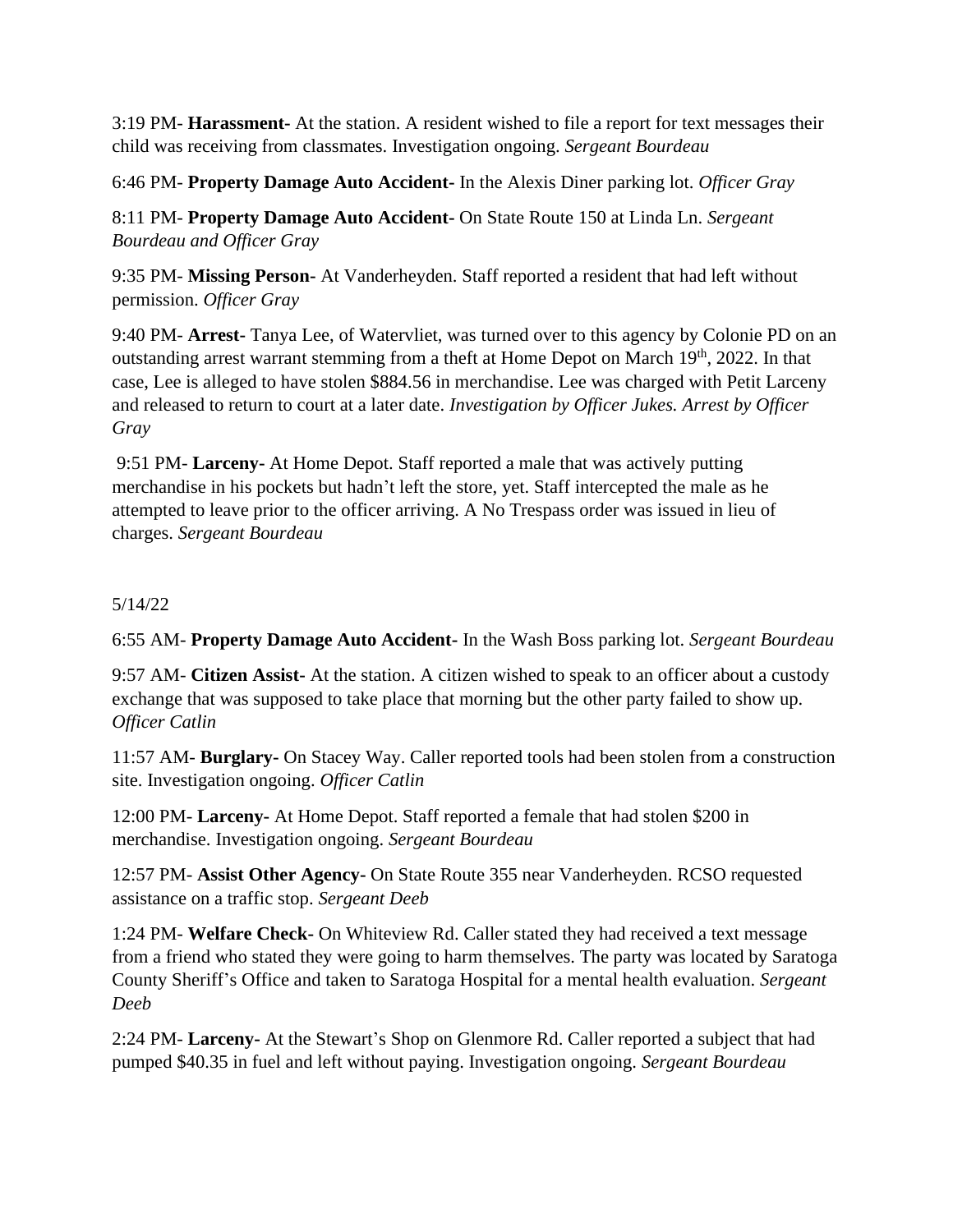3:19 PM- **Harassment-** At the station. A resident wished to file a report for text messages their child was receiving from classmates. Investigation ongoing. *Sergeant Bourdeau*

6:46 PM- **Property Damage Auto Accident-** In the Alexis Diner parking lot. *Officer Gray*

8:11 PM- **Property Damage Auto Accident-** On State Route 150 at Linda Ln. *Sergeant Bourdeau and Officer Gray*

9:35 PM- **Missing Person-** At Vanderheyden. Staff reported a resident that had left without permission. *Officer Gray*

9:40 PM- **Arrest-** Tanya Lee, of Watervliet, was turned over to this agency by Colonie PD on an outstanding arrest warrant stemming from a theft at Home Depot on March 19th, 2022. In that case, Lee is alleged to have stolen $884.56 in merchandise. Lee was charged with Petit Larceny and released to return to court at a later date. *Investigation by Officer Jukes. Arrest by Officer Gray*

9:51 PM- **Larceny-** At Home Depot. Staff reported a male that was actively putting merchandise in his pockets but hadn't left the store, yet. Staff intercepted the male as he attempted to leave prior to the officer arriving. A No Trespass order was issued in lieu of charges. *Sergeant Bourdeau*

5/14/22

6:55 AM- **Property Damage Auto Accident-** In the Wash Boss parking lot. *Sergeant Bourdeau*

9:57 AM- **Citizen Assist-** At the station. A citizen wished to speak to an officer about a custody exchange that was supposed to take place that morning but the other party failed to show up. *Officer Catlin*

11:57 AM- **Burglary-** On Stacey Way. Caller reported tools had been stolen from a construction site. Investigation ongoing. *Officer Catlin*

12:00 PM- **Larceny-** At Home Depot. Staff reported a female that had stolen $200 in merchandise. Investigation ongoing. *Sergeant Bourdeau*

12:57 PM- **Assist Other Agency-** On State Route 355 near Vanderheyden. RCSO requested assistance on a traffic stop. *Sergeant Deeb*

1:24 PM- **Welfare Check-** On Whiteview Rd. Caller stated they had received a text message from a friend who stated they were going to harm themselves. The party was located by Saratoga County Sheriff's Office and taken to Saratoga Hospital for a mental health evaluation. *Sergeant Deeb*

2:24 PM- **Larceny-** At the Stewart's Shop on Glenmore Rd. Caller reported a subject that had pumped $40.35 in fuel and left without paying. Investigation ongoing. *Sergeant Bourdeau*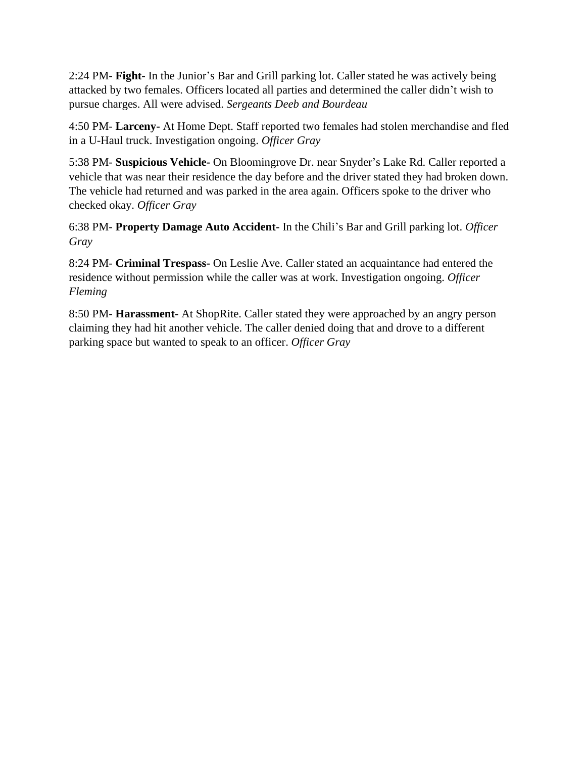2:24 PM- **Fight-** In the Junior's Bar and Grill parking lot. Caller stated he was actively being attacked by two females. Officers located all parties and determined the caller didn't wish to pursue charges. All were advised. *Sergeants Deeb and Bourdeau*

4:50 PM- **Larceny-** At Home Dept. Staff reported two females had stolen merchandise and fled in a U-Haul truck. Investigation ongoing. *Officer Gray*

5:38 PM- **Suspicious Vehicle-** On Bloomingrove Dr. near Snyder's Lake Rd. Caller reported a vehicle that was near their residence the day before and the driver stated they had broken down. The vehicle had returned and was parked in the area again. Officers spoke to the driver who checked okay. *Officer Gray*

6:38 PM- **Property Damage Auto Accident-** In the Chili's Bar and Grill parking lot. *Officer Gray*

8:24 PM- **Criminal Trespass-** On Leslie Ave. Caller stated an acquaintance had entered the residence without permission while the caller was at work. Investigation ongoing. *Officer Fleming*

8:50 PM- **Harassment-** At ShopRite. Caller stated they were approached by an angry person claiming they had hit another vehicle. The caller denied doing that and drove to a different parking space but wanted to speak to an officer. *Officer Gray*